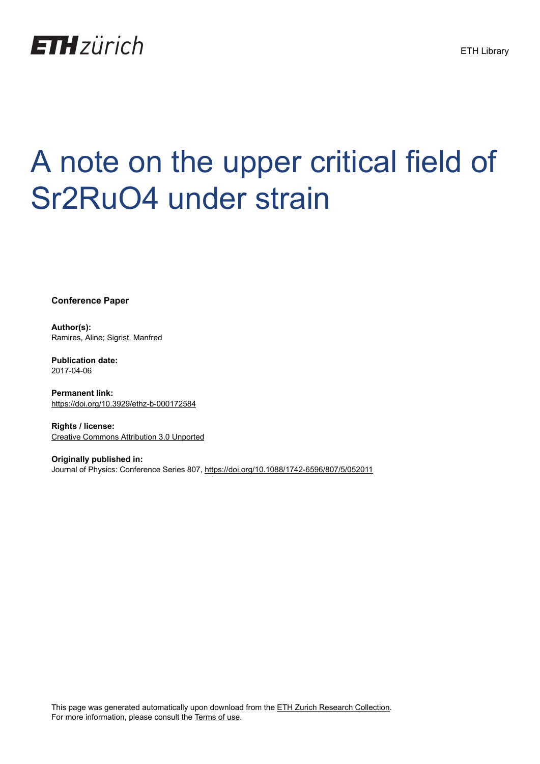ETH Library

# A note on the upper critical field of Sr2RuO4 under strain

**Conference Paper**

**Author(s):**
Ramires, Aline; Sigrist, Manfred

**Publication date:**
2017-04-06

**Permanent link:**
https://doi.org/10.3929/ethz-b-000172584

**Rights / license:**
Creative Commons Attribution 3.0 Unported

**Originally published in:**
Journal of Physics: Conference Series 807, https://doi.org/10.1088/1742-6596/807/5/052011

This page was generated automatically upon download from the ETH Zurich Research Collection.
For more information, please consult the Terms of use.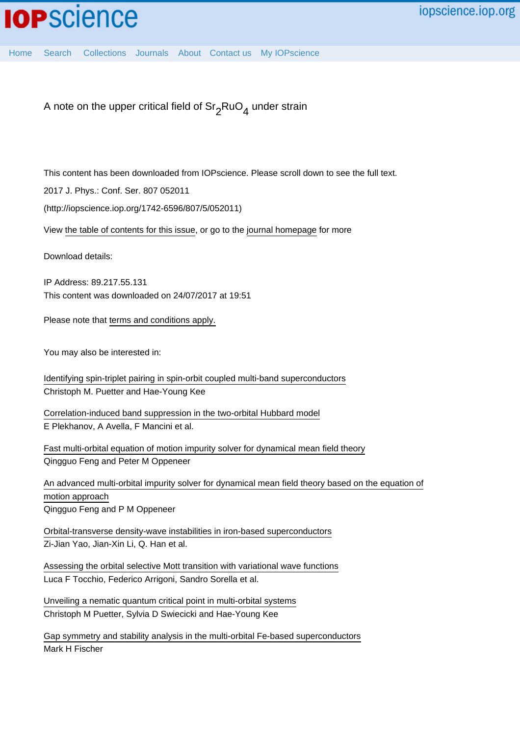A note on the upper critical field of $Sr_2RuO_4$ under strain

This content has been downloaded from IOPscience. Please scroll down to see the full text.

2017 J. Phys.: Conf. Ser. 807 052011

(http://iopscience.iop.org/1742-6596/807/5/052011)

View the table of contents for this issue, or go to the journal homepage for more

Download details:

IP Address: 89.217.55.131

This content was downloaded on 24/07/2017 at 19:51

Please note that terms and conditions apply.

You may also be interested in:

Identifying spin-triplet pairing in spin-orbit coupled multi-band superconductors
Christoph M. Puetter and Hae-Young Kee

Correlation-induced band suppression in the two-orbital Hubbard model
E Plekhanov, A Avella, F Mancini et al.

Fast multi-orbital equation of motion impurity solver for dynamical mean field theory
Qingguo Feng and Peter M Oppeneer

An advanced multi-orbital impurity solver for dynamical mean field theory based on the equation of motion approach
Qingguo Feng and P M Oppeneer

Orbital-transverse density-wave instabilities in iron-based superconductors
Zi-Jian Yao, Jian-Xin Li, Q. Han et al.

Assessing the orbital selective Mott transition with variational wave functions
Luca F Tocchio, Federico Arrigoni, Sandro Sorella et al.

Unveiling a nematic quantum critical point in multi-orbital systems
Christoph M Puetter, Sylvia D Swiecicki and Hae-Young Kee

Gap symmetry and stability analysis in the multi-orbital Fe-based superconductors
Mark H Fischer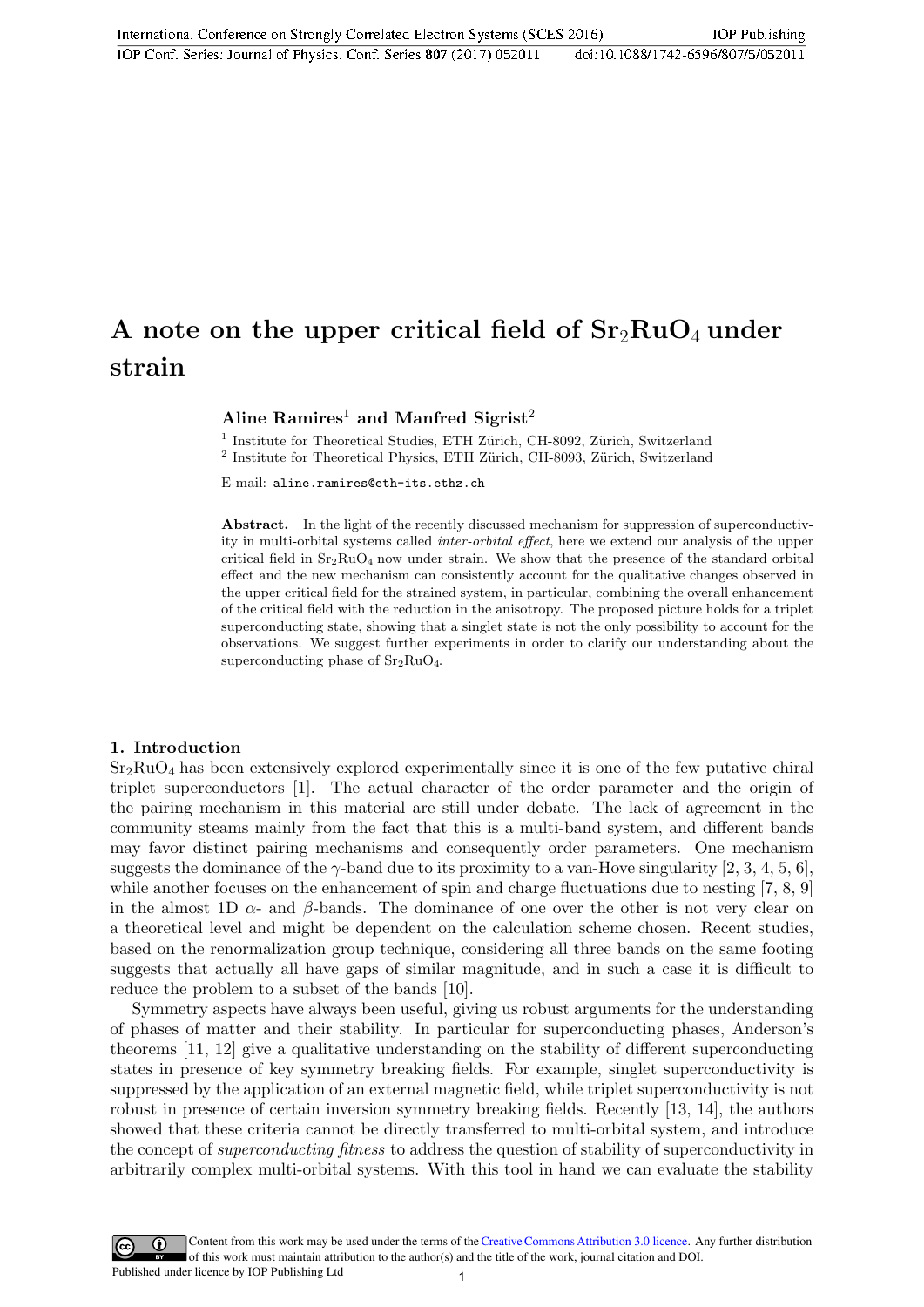# A note on the upper critical field of $Sr_2RuO_4$ under strain

**Aline Ramires**[1] **and Manfred Sigrist**[2]

[1] Institute for Theoretical Studies, ETH Zürich, CH-8092, Zürich, Switzerland
[2] Institute for Theoretical Physics, ETH Zürich, CH-8093, Zürich, Switzerland

E-mail: aline.ramires@eth-its.ethz.ch

**Abstract.** In the light of the recently discussed mechanism for suppression of superconductivity in multi-orbital systems called *inter-orbital effect*, here we extend our analysis of the upper critical field in $Sr_2RuO_4$ now under strain. We show that the presence of the standard orbital effect and the new mechanism can consistently account for the qualitative changes observed in the upper critical field for the strained system, in particular, combining the overall enhancement of the critical field with the reduction in the anisotropy. The proposed picture holds for a triplet superconducting state, showing that a singlet state is not the only possibility to account for the observations. We suggest further experiments in order to clarify our understanding about the superconducting phase of $Sr_2RuO_4$.

## 1. Introduction

$Sr_2RuO_4$ has been extensively explored experimentally since it is one of the few putative chiral triplet superconductors [1]. The actual character of the order parameter and the origin of the pairing mechanism in this material are still under debate. The lack of agreement in the community steams mainly from the fact that this is a multi-band system, and different bands may favor distinct pairing mechanisms and consequently order parameters. One mechanism suggests the dominance of the $\gamma$-band due to its proximity to a van-Hove singularity [2, 3, 4, 5, 6], while another focuses on the enhancement of spin and charge fluctuations due to nesting [7, 8, 9] in the almost 1D $\alpha$- and $\beta$-bands. The dominance of one over the other is not very clear on a theoretical level and might be dependent on the calculation scheme chosen. Recent studies, based on the renormalization group technique, considering all three bands on the same footing suggests that actually all have gaps of similar magnitude, and in such a case it is difficult to reduce the problem to a subset of the bands [10].

Symmetry aspects have always been useful, giving us robust arguments for the understanding of phases of matter and their stability. In particular for superconducting phases, Anderson's theorems [11, 12] give a qualitative understanding on the stability of different superconducting states in presence of key symmetry breaking fields. For example, singlet superconductivity is suppressed by the application of an external magnetic field, while triplet superconductivity is not robust in presence of certain inversion symmetry breaking fields. Recently [13, 14], the authors showed that these criteria cannot be directly transferred to multi-orbital system, and introduce the concept of *superconducting fitness* to address the question of stability of superconductivity in arbitrarily complex multi-orbital systems. With this tool in hand we can evaluate the stability

Content from this work may be used under the terms of the Creative Commons Attribution 3.0 licence. Any further distribution of this work must maintain attribution to the author(s) and the title of the work, journal citation and DOI.
Published under licence by IOP Publishing Ltd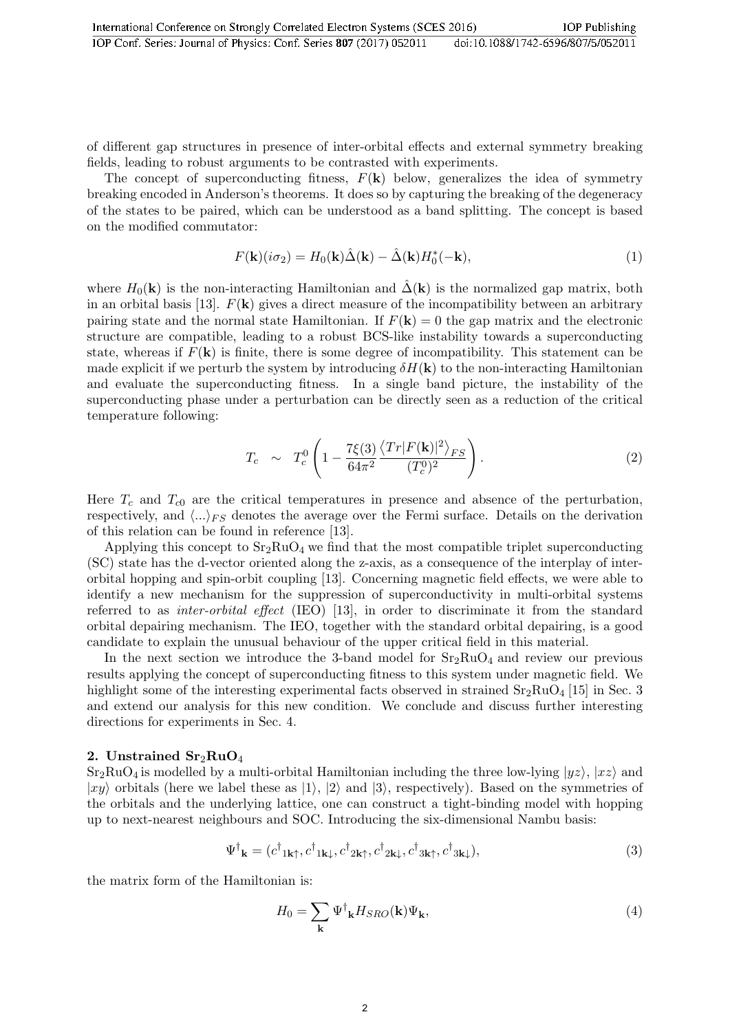of different gap structures in presence of inter-orbital effects and external symmetry breaking fields, leading to robust arguments to be contrasted with experiments.

The concept of superconducting fitness, $F(\mathbf{k})$ below, generalizes the idea of symmetry breaking encoded in Anderson's theorems. It does so by capturing the breaking of the degeneracy of the states to be paired, which can be understood as a band splitting. The concept is based on the modified commutator:

$$F(\mathbf{k})(i\sigma_2) = H_0(\mathbf{k})\hat{\Delta}(\mathbf{k}) - \hat{\Delta}(\mathbf{k})H_0^*(-\mathbf{k}), \tag{1}$$

where $H_0(\mathbf{k})$ is the non-interacting Hamiltonian and $\hat{\Delta}(\mathbf{k})$ is the normalized gap matrix, both in an orbital basis [13]. $F(\mathbf{k})$ gives a direct measure of the incompatibility between an arbitrary pairing state and the normal state Hamiltonian. If $F(\mathbf{k}) = 0$ the gap matrix and the electronic structure are compatible, leading to a robust BCS-like instability towards a superconducting state, whereas if $F(\mathbf{k})$ is finite, there is some degree of incompatibility. This statement can be made explicit if we perturb the system by introducing $\delta H(\mathbf{k})$ to the non-interacting Hamiltonian and evaluate the superconducting fitness. In a single band picture, the instability of the superconducting phase under a perturbation can be directly seen as a reduction of the critical temperature following:

$$T_c \sim T_c^0 \left(1 - \frac{7\xi(3)}{64\pi^2}\frac{\langle Tr|F(\mathbf{k})|^2\rangle_{FS}}{(T_c^0)^2}\right). \tag{2}$$

Here $T_c$ and $T_{c0}$ are the critical temperatures in presence and absence of the perturbation, respectively, and $\langle ... \rangle_{FS}$ denotes the average over the Fermi surface. Details on the derivation of this relation can be found in reference [13].

Applying this concept to $Sr_2RuO_4$ we find that the most compatible triplet superconducting (SC) state has the d-vector oriented along the z-axis, as a consequence of the interplay of inter-orbital hopping and spin-orbit coupling [13]. Concerning magnetic field effects, we were able to identify a new mechanism for the suppression of superconductivity in multi-orbital systems referred to as *inter-orbital effect* (IEO) [13], in order to discriminate it from the standard orbital depairing mechanism. The IEO, together with the standard orbital depairing, is a good candidate to explain the unusual behaviour of the upper critical field in this material.

In the next section we introduce the 3-band model for $Sr_2RuO_4$ and review our previous results applying the concept of superconducting fitness to this system under magnetic field. We highlight some of the interesting experimental facts observed in strained $Sr_2RuO_4$ [15] in Sec. 3 and extend our analysis for this new condition. We conclude and discuss further interesting directions for experiments in Sec. 4.

## 2. Unstrained $Sr_2RuO_4$

$Sr_2RuO_4$ is modelled by a multi-orbital Hamiltonian including the three low-lying $|yz\rangle$, $|xz\rangle$ and $|xy\rangle$ orbitals (here we label these as $|1\rangle$, $|2\rangle$ and $|3\rangle$, respectively). Based on the symmetries of the orbitals and the underlying lattice, one can construct a tight-binding model with hopping up to next-nearest neighbours and SOC. Introducing the six-dimensional Nambu basis:

$$\Psi^\dagger{}_\mathbf{k} = (c^\dagger{}_{1\mathbf{k}\uparrow}, c^\dagger{}_{1\mathbf{k}\downarrow}, c^\dagger{}_{2\mathbf{k}\uparrow}, c^\dagger{}_{2\mathbf{k}\downarrow}, c^\dagger{}_{3\mathbf{k}\uparrow}, c^\dagger{}_{3\mathbf{k}\downarrow}), \tag{3}$$

the matrix form of the Hamiltonian is:

$$H_0 = \sum_\mathbf{k} \Psi^\dagger{}_\mathbf{k} H_{SRO}(\mathbf{k})\Psi_\mathbf{k}, \tag{4}$$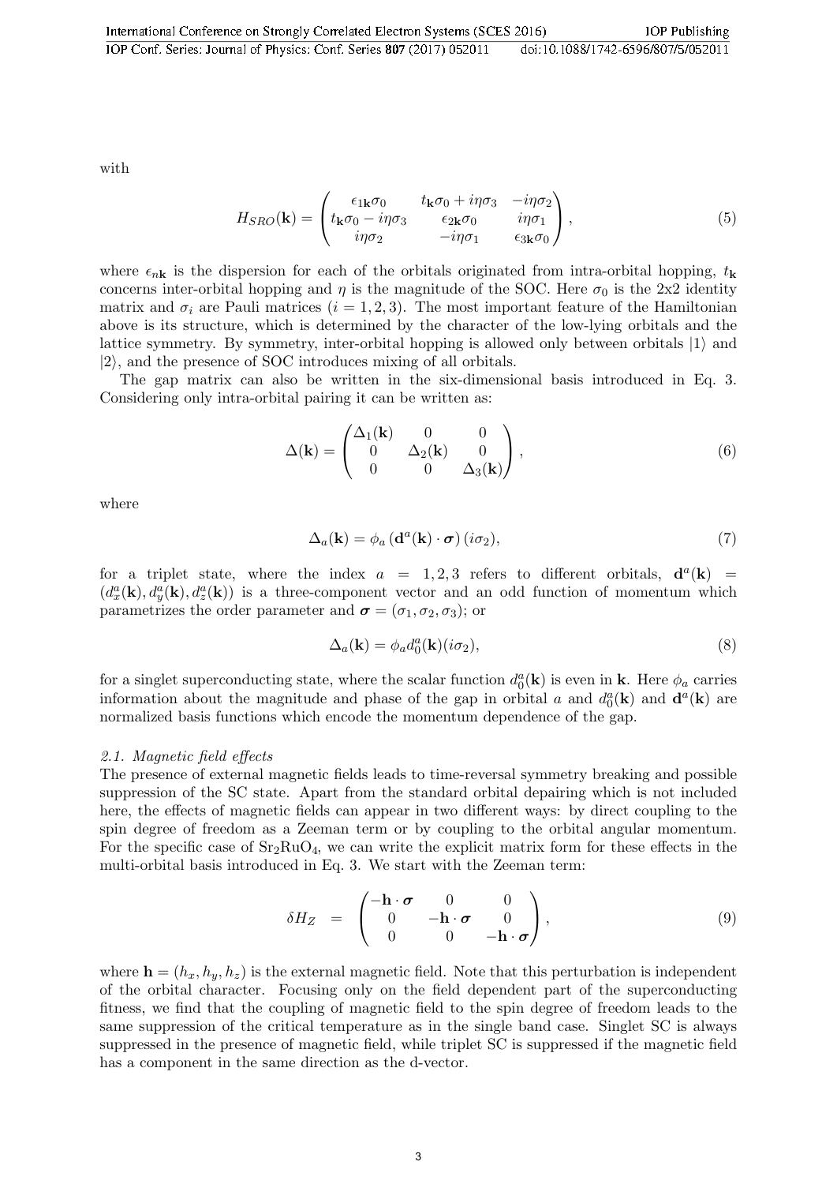with

$$
H_{SRO}(\mathbf{k}) = \begin{pmatrix} \epsilon_{1\mathbf{k}}\sigma_0 & t_{\mathbf{k}}\sigma_0 + i\eta\sigma_3 & -i\eta\sigma_2 \\ t_{\mathbf{k}}\sigma_0 - i\eta\sigma_3 & \epsilon_{2\mathbf{k}}\sigma_0 & i\eta\sigma_1 \\ i\eta\sigma_2 & -i\eta\sigma_1 & \epsilon_{3\mathbf{k}}\sigma_0 \end{pmatrix}, \tag{5}
$$

where $\epsilon_{n\mathbf{k}}$ is the dispersion for each of the orbitals originated from intra-orbital hopping, $t_{\mathbf{k}}$ concerns inter-orbital hopping and $\eta$ is the magnitude of the SOC. Here $\sigma_0$ is the 2x2 identity matrix and $\sigma_i$ are Pauli matrices ($i = 1, 2, 3$). The most important feature of the Hamiltonian above is its structure, which is determined by the character of the low-lying orbitals and the lattice symmetry. By symmetry, inter-orbital hopping is allowed only between orbitals $|1\rangle$ and $|2\rangle$, and the presence of SOC introduces mixing of all orbitals.

The gap matrix can also be written in the six-dimensional basis introduced in Eq. 3. Considering only intra-orbital pairing it can be written as:

$$
\Delta(\mathbf{k}) = \begin{pmatrix} \Delta_1(\mathbf{k}) & 0 & 0 \\ 0 & \Delta_2(\mathbf{k}) & 0 \\ 0 & 0 & \Delta_3(\mathbf{k}) \end{pmatrix}, \tag{6}
$$

where

$$
\Delta_a(\mathbf{k}) = \phi_a \left(\mathbf{d}^a(\mathbf{k}) \cdot \boldsymbol{\sigma}\right)(i\sigma_2), \tag{7}
$$

for a triplet state, where the index $a = 1, 2, 3$ refers to different orbitals, $\mathbf{d}^a(\mathbf{k}) = (d^a_x(\mathbf{k}), d^a_y(\mathbf{k}), d^a_z(\mathbf{k}))$ is a three-component vector and an odd function of momentum which parametrizes the order parameter and $\boldsymbol{\sigma} = (\sigma_1, \sigma_2, \sigma_3)$; or

$$
\Delta_a(\mathbf{k}) = \phi_a d^a_0(\mathbf{k})(i\sigma_2), \tag{8}
$$

for a singlet superconducting state, where the scalar function $d^a_0(\mathbf{k})$ is even in $\mathbf{k}$. Here $\phi_a$ carries information about the magnitude and phase of the gap in orbital $a$ and $d^a_0(\mathbf{k})$ and $\mathbf{d}^a(\mathbf{k})$ are normalized basis functions which encode the momentum dependence of the gap.

### *2.1. Magnetic field effects*

The presence of external magnetic fields leads to time-reversal symmetry breaking and possible suppression of the SC state. Apart from the standard orbital depairing which is not included here, the effects of magnetic fields can appear in two different ways: by direct coupling to the spin degree of freedom as a Zeeman term or by coupling to the orbital angular momentum. For the specific case of $Sr_2RuO_4$, we can write the explicit matrix form for these effects in the multi-orbital basis introduced in Eq. 3. We start with the Zeeman term:

$$
\delta H_Z = \begin{pmatrix} -\mathbf{h}\cdot\boldsymbol{\sigma} & 0 & 0 \\ 0 & -\mathbf{h}\cdot\boldsymbol{\sigma} & 0 \\ 0 & 0 & -\mathbf{h}\cdot\boldsymbol{\sigma} \end{pmatrix}, \tag{9}
$$

where $\mathbf{h} = (h_x, h_y, h_z)$ is the external magnetic field. Note that this perturbation is independent of the orbital character. Focusing only on the field dependent part of the superconducting fitness, we find that the coupling of magnetic field to the spin degree of freedom leads to the same suppression of the critical temperature as in the single band case. Singlet SC is always suppressed in the presence of magnetic field, while triplet SC is suppressed if the magnetic field has a component in the same direction as the d-vector.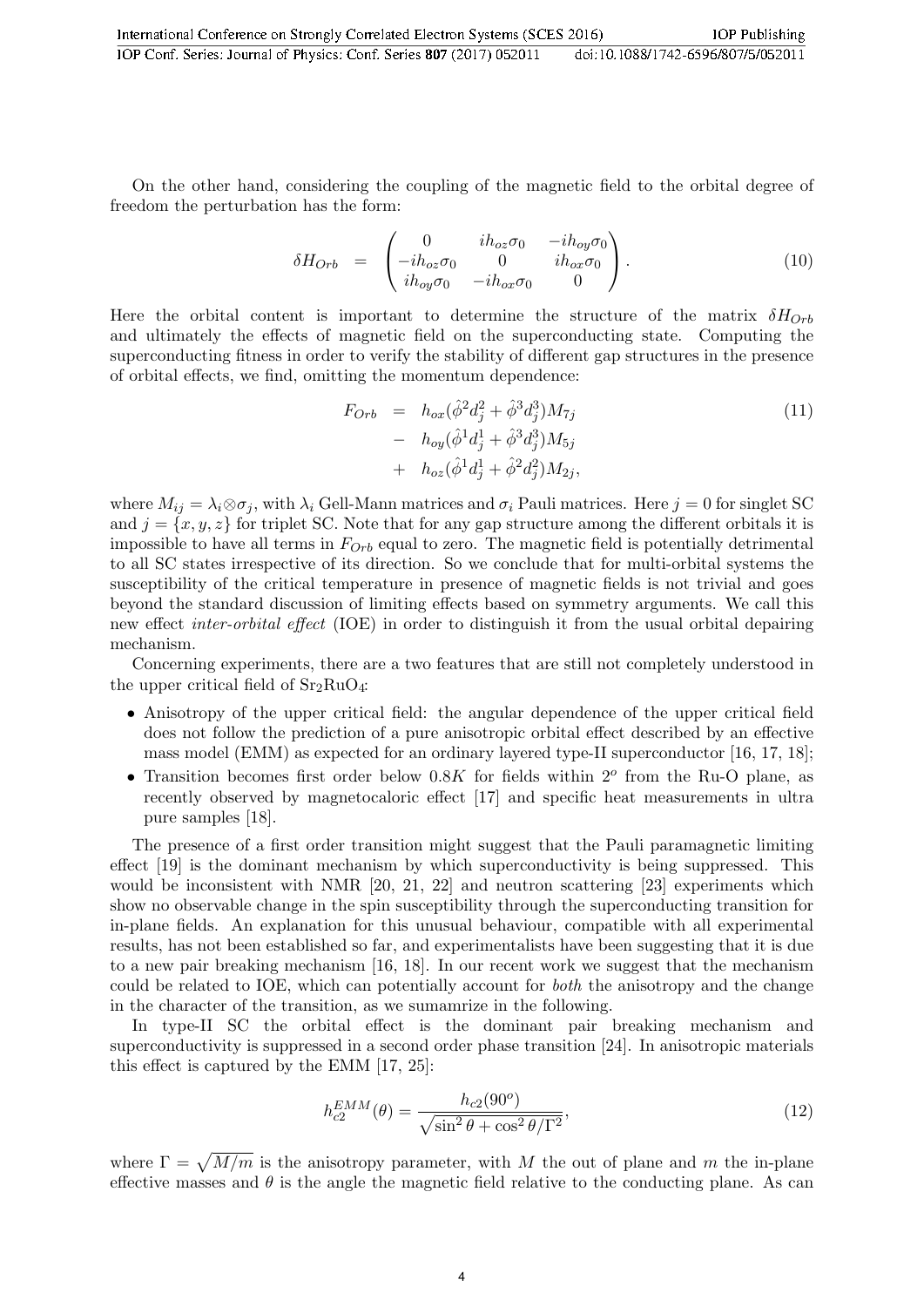On the other hand, considering the coupling of the magnetic field to the orbital degree of freedom the perturbation has the form:

$$\delta H_{Orb} = \begin{pmatrix} 0 & ih_{oz}\sigma_0 & -ih_{oy}\sigma_0 \\ -ih_{oz}\sigma_0 & 0 & ih_{ox}\sigma_0 \\ ih_{oy}\sigma_0 & -ih_{ox}\sigma_0 & 0 \end{pmatrix}. \tag{10}$$

Here the orbital content is important to determine the structure of the matrix $\delta H_{Orb}$ and ultimately the effects of magnetic field on the superconducting state. Computing the superconducting fitness in order to verify the stability of different gap structures in the presence of orbital effects, we find, omitting the momentum dependence:

$$\begin{aligned} F_{Orb} &= h_{ox}(\hat{\phi}^2 d_j^2 + \hat{\phi}^3 d_j^3)M_{7j} \\ &- h_{oy}(\hat{\phi}^1 d_j^1 + \hat{\phi}^3 d_j^3)M_{5j} \\ &+ h_{oz}(\hat{\phi}^1 d_j^1 + \hat{\phi}^2 d_j^2)M_{2j}, \end{aligned} \tag{11}$$

where $M_{ij} = \lambda_i \otimes \sigma_j$, with $\lambda_i$ Gell-Mann matrices and $\sigma_i$ Pauli matrices. Here $j = 0$ for singlet SC and $j = \{x, y, z\}$ for triplet SC. Note that for any gap structure among the different orbitals it is impossible to have all terms in $F_{Orb}$ equal to zero. The magnetic field is potentially detrimental to all SC states irrespective of its direction. So we conclude that for multi-orbital systems the susceptibility of the critical temperature in presence of magnetic fields is not trivial and goes beyond the standard discussion of limiting effects based on symmetry arguments. We call this new effect *inter-orbital effect* (IOE) in order to distinguish it from the usual orbital depairing mechanism.

Concerning experiments, there are a two features that are still not completely understood in the upper critical field of $Sr_2RuO_4$:

- Anisotropy of the upper critical field: the angular dependence of the upper critical field does not follow the prediction of a pure anisotropic orbital effect described by an effective mass model (EMM) as expected for an ordinary layered type-II superconductor [16, 17, 18];
- Transition becomes first order below $0.8K$ for fields within $2^o$ from the Ru-O plane, as recently observed by magnetocaloric effect [17] and specific heat measurements in ultra pure samples [18].

The presence of a first order transition might suggest that the Pauli paramagnetic limiting effect [19] is the dominant mechanism by which superconductivity is being suppressed. This would be inconsistent with NMR [20, 21, 22] and neutron scattering [23] experiments which show no observable change in the spin susceptibility through the superconducting transition for in-plane fields. An explanation for this unusual behaviour, compatible with all experimental results, has not been established so far, and experimentalists have been suggesting that it is due to a new pair breaking mechanism [16, 18]. In our recent work we suggest that the mechanism could be related to IOE, which can potentially account for *both* the anisotropy and the change in the character of the transition, as we sumamrize in the following.

In type-II SC the orbital effect is the dominant pair breaking mechanism and superconductivity is suppressed in a second order phase transition [24]. In anisotropic materials this effect is captured by the EMM [17, 25]:

$$h_{c2}^{EMM}(\theta) = \frac{h_{c2}(90^o)}{\sqrt{\sin^2\theta + \cos^2\theta/\Gamma^2}}, \tag{12}$$

where $\Gamma = \sqrt{M/m}$ is the anisotropy parameter, with $M$ the out of plane and $m$ the in-plane effective masses and $\theta$ is the angle the magnetic field relative to the conducting plane. As can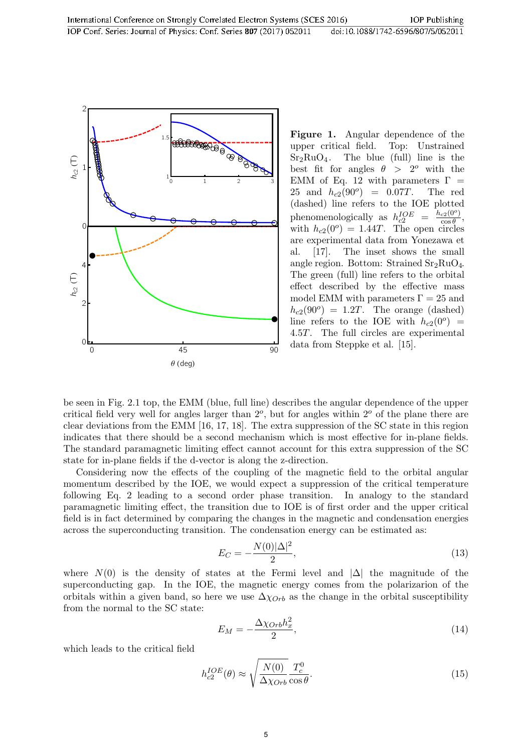**Figure 1.** Angular dependence of the upper critical field. Top: Unstrained $Sr_2RuO_4$. The blue (full) line is the best fit for angles $\theta > 2^o$ with the EMM of Eq. 12 with parameters $\Gamma = 25$ and $h_{c2}(90^o) = 0.07T$. The red (dashed) line refers to the IOE plotted phenomenologically as $h_{c2}^{IOE} = \frac{h_{c2}(0^o)}{\cos\theta}$, with $h_{c2}(0^o) = 1.44T$. The open circles are experimental data from Yonezawa et al. [17]. The inset shows the small angle region. Bottom: Strained $Sr_2RuO_4$. The green (full) line refers to the orbital effect described by the effective mass model EMM with parameters $\Gamma = 25$ and $h_{c2}(90^o) = 1.2T$. The orange (dashed) line refers to the IOE with $h_{c2}(0^o) = 4.5T$. The full circles are experimental data from Steppke et al. [15].

be seen in Fig. 2.1 top, the EMM (blue, full line) describes the angular dependence of the upper critical field very well for angles larger than $2^o$, but for angles within $2^o$ of the plane there are clear deviations from the EMM [16, 17, 18]. The extra suppression of the SC state in this region indicates that there should be a second mechanism which is most effective for in-plane fields. The standard paramagnetic limiting effect cannot account for this extra suppression of the SC state for in-plane fields if the d-vector is along the z-direction.

Considering now the effects of the coupling of the magnetic field to the orbital angular momentum described by the IOE, we would expect a suppression of the critical temperature following Eq. 2 leading to a second order phase transition. In analogy to the standard paramagnetic limiting effect, the transition due to IOE is of first order and the upper critical field is in fact determined by comparing the changes in the magnetic and condensation energies across the superconducting transition. The condensation energy can be estimated as:

$$E_C = -\frac{N(0)|\Delta|^2}{2}, \tag{13}$$

where $N(0)$ is the density of states at the Fermi level and $|\Delta|$ the magnitude of the superconducting gap. In the IOE, the magnetic energy comes from the polarizarion of the orbitals within a given band, so here we use $\Delta\chi_{Orb}$ as the change in the orbital susceptibility from the normal to the SC state:

$$E_M = -\frac{\Delta\chi_{Orb} h_x^2}{2}, \tag{14}$$

which leads to the critical field

$$h_{c2}^{IOE}(\theta) \approx \sqrt{\frac{N(0)}{\Delta\chi_{Orb}}} \frac{T_c^0}{\cos\theta}. \tag{15}$$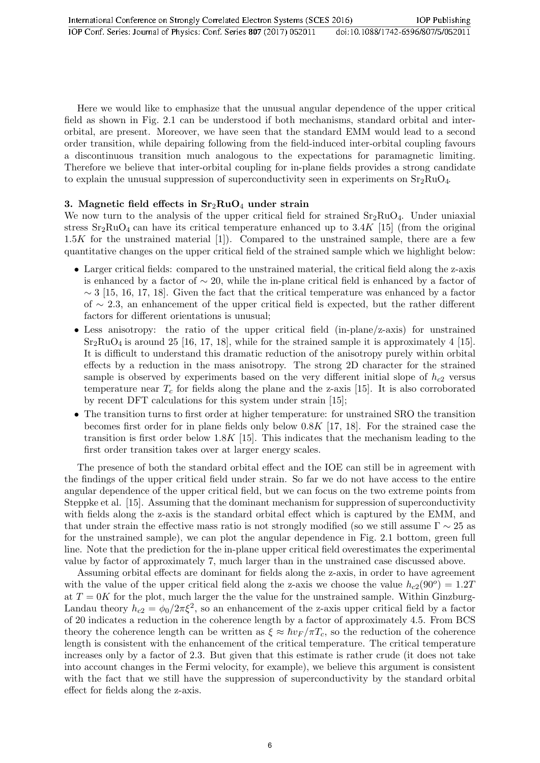Here we would like to emphasize that the unusual angular dependence of the upper critical field as shown in Fig. 2.1 can be understood if both mechanisms, standard orbital and inter-orbital, are present. Moreover, we have seen that the standard EMM would lead to a second order transition, while depairing following from the field-induced inter-orbital coupling favours a discontinuous transition much analogous to the expectations for paramagnetic limiting. Therefore we believe that inter-orbital coupling for in-plane fields provides a strong candidate to explain the unusual suppression of superconductivity seen in experiments on $Sr_2RuO_4$.

## 3. Magnetic field effects in $Sr_2RuO_4$ under strain

We now turn to the analysis of the upper critical field for strained $Sr_2RuO_4$. Under uniaxial stress $Sr_2RuO_4$ can have its critical temperature enhanced up to $3.4K$ [15] (from the original $1.5K$ for the unstrained material [1]). Compared to the unstrained sample, there are a few quantitative changes on the upper critical field of the strained sample which we highlight below:

- Larger critical fields: compared to the unstrained material, the critical field along the z-axis is enhanced by a factor of $\sim 20$, while the in-plane critical field is enhanced by a factor of $\sim 3$ [15, 16, 17, 18]. Given the fact that the critical temperature was enhanced by a factor of $\sim 2.3$, an enhancement of the upper critical field is expected, but the rather different factors for different orientations is unusual;
- Less anisotropy: the ratio of the upper critical field (in-plane/z-axis) for unstrained $Sr_2RuO_4$ is around 25 [16, 17, 18], while for the strained sample it is approximately 4 [15]. It is difficult to understand this dramatic reduction of the anisotropy purely within orbital effects by a reduction in the mass anisotropy. The strong 2D character for the strained sample is observed by experiments based on the very different initial slope of $h_{c2}$ versus temperature near $T_c$ for fields along the plane and the z-axis [15]. It is also corroborated by recent DFT calculations for this system under strain [15];
- The transition turns to first order at higher temperature: for unstrained SRO the transition becomes first order for in plane fields only below $0.8K$ [17, 18]. For the strained case the transition is first order below $1.8K$ [15]. This indicates that the mechanism leading to the first order transition takes over at larger energy scales.

The presence of both the standard orbital effect and the IOE can still be in agreement with the findings of the upper critical field under strain. So far we do not have access to the entire angular dependence of the upper critical field, but we can focus on the two extreme points from Steppke et al. [15]. Assuming that the dominant mechanism for suppression of superconductivity with fields along the z-axis is the standard orbital effect which is captured by the EMM, and that under strain the effective mass ratio is not strongly modified (so we still assume $\Gamma \sim 25$ as for the unstrained sample), we can plot the angular dependence in Fig. 2.1 bottom, green full line. Note that the prediction for the in-plane upper critical field overestimates the experimental value by factor of approximately 7, much larger than in the unstrained case discussed above.

Assuming orbital effects are dominant for fields along the z-axis, in order to have agreement with the value of the upper critical field along the z-axis we choose the value $h_{c2}(90^o) = 1.2T$ at $T = 0K$ for the plot, much larger the the value for the unstrained sample. Within Ginzburg-Landau theory $h_{c2} = \phi_0/2\pi\xi^2$, so an enhancement of the z-axis upper critical field by a factor of 20 indicates a reduction in the coherence length by a factor of approximately 4.5. From BCS theory the coherence length can be written as $\xi \approx \hbar v_F/\pi T_c$, so the reduction of the coherence length is consistent with the enhancement of the critical temperature. The critical temperature increases only by a factor of 2.3. But given that this estimate is rather crude (it does not take into account changes in the Fermi velocity, for example), we believe this argument is consistent with the fact that we still have the suppression of superconductivity by the standard orbital effect for fields along the z-axis.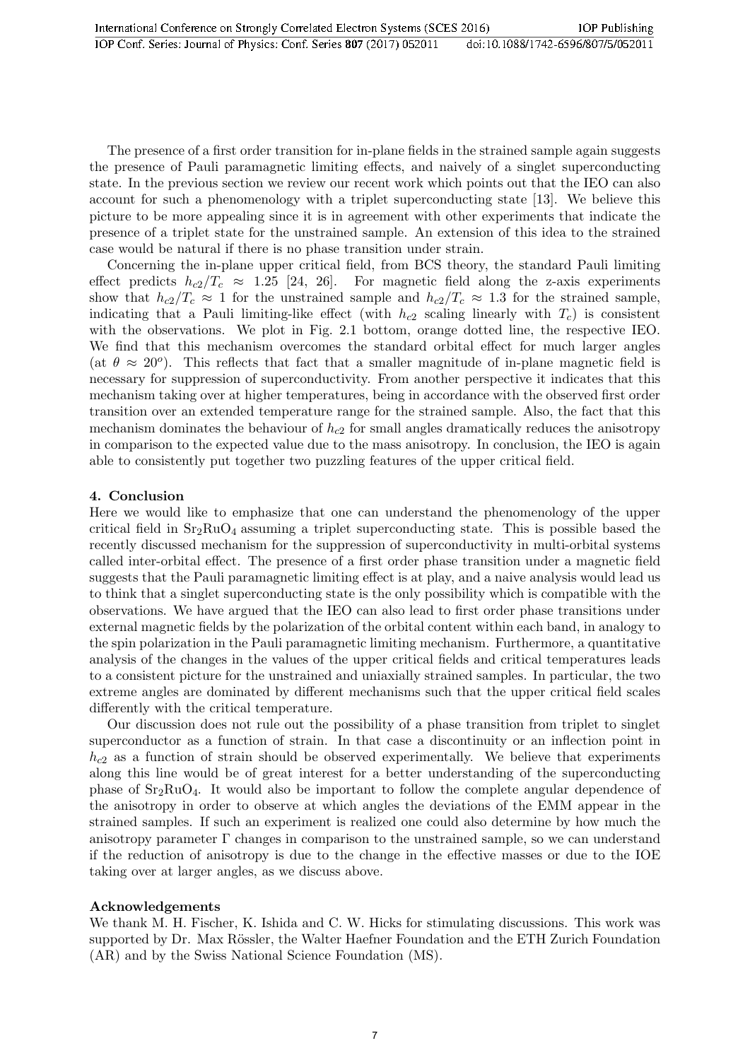The presence of a first order transition for in-plane fields in the strained sample again suggests the presence of Pauli paramagnetic limiting effects, and naively of a singlet superconducting state. In the previous section we review our recent work which points out that the IEO can also account for such a phenomenology with a triplet superconducting state [13]. We believe this picture to be more appealing since it is in agreement with other experiments that indicate the presence of a triplet state for the unstrained sample. An extension of this idea to the strained case would be natural if there is no phase transition under strain.

Concerning the in-plane upper critical field, from BCS theory, the standard Pauli limiting effect predicts $h_{c2}/T_c \approx 1.25$ [24, 26]. For magnetic field along the z-axis experiments show that $h_{c2}/T_c \approx 1$ for the unstrained sample and $h_{c2}/T_c \approx 1.3$ for the strained sample, indicating that a Pauli limiting-like effect (with $h_{c2}$ scaling linearly with $T_c$) is consistent with the observations. We plot in Fig. 2.1 bottom, orange dotted line, the respective IEO. We find that this mechanism overcomes the standard orbital effect for much larger angles (at $\theta \approx 20^o$). This reflects that fact that a smaller magnitude of in-plane magnetic field is necessary for suppression of superconductivity. From another perspective it indicates that this mechanism taking over at higher temperatures, being in accordance with the observed first order transition over an extended temperature range for the strained sample. Also, the fact that this mechanism dominates the behaviour of $h_{c2}$ for small angles dramatically reduces the anisotropy in comparison to the expected value due to the mass anisotropy. In conclusion, the IEO is again able to consistently put together two puzzling features of the upper critical field.

## 4. Conclusion

Here we would like to emphasize that one can understand the phenomenology of the upper critical field in $Sr_2RuO_4$ assuming a triplet superconducting state. This is possible based the recently discussed mechanism for the suppression of superconductivity in multi-orbital systems called inter-orbital effect. The presence of a first order phase transition under a magnetic field suggests that the Pauli paramagnetic limiting effect is at play, and a naive analysis would lead us to think that a singlet superconducting state is the only possibility which is compatible with the observations. We have argued that the IEO can also lead to first order phase transitions under external magnetic fields by the polarization of the orbital content within each band, in analogy to the spin polarization in the Pauli paramagnetic limiting mechanism. Furthermore, a quantitative analysis of the changes in the values of the upper critical fields and critical temperatures leads to a consistent picture for the unstrained and uniaxially strained samples. In particular, the two extreme angles are dominated by different mechanisms such that the upper critical field scales differently with the critical temperature.

Our discussion does not rule out the possibility of a phase transition from triplet to singlet superconductor as a function of strain. In that case a discontinuity or an inflection point in $h_{c2}$ as a function of strain should be observed experimentally. We believe that experiments along this line would be of great interest for a better understanding of the superconducting phase of $Sr_2RuO_4$. It would also be important to follow the complete angular dependence of the anisotropy in order to observe at which angles the deviations of the EMM appear in the strained samples. If such an experiment is realized one could also determine by how much the anisotropy parameter $\Gamma$ changes in comparison to the unstrained sample, so we can understand if the reduction of anisotropy is due to the change in the effective masses or due to the IOE taking over at larger angles, as we discuss above.

### Acknowledgements

We thank M. H. Fischer, K. Ishida and C. W. Hicks for stimulating discussions. This work was supported by Dr. Max Rössler, the Walter Haefner Foundation and the ETH Zurich Foundation (AR) and by the Swiss National Science Foundation (MS).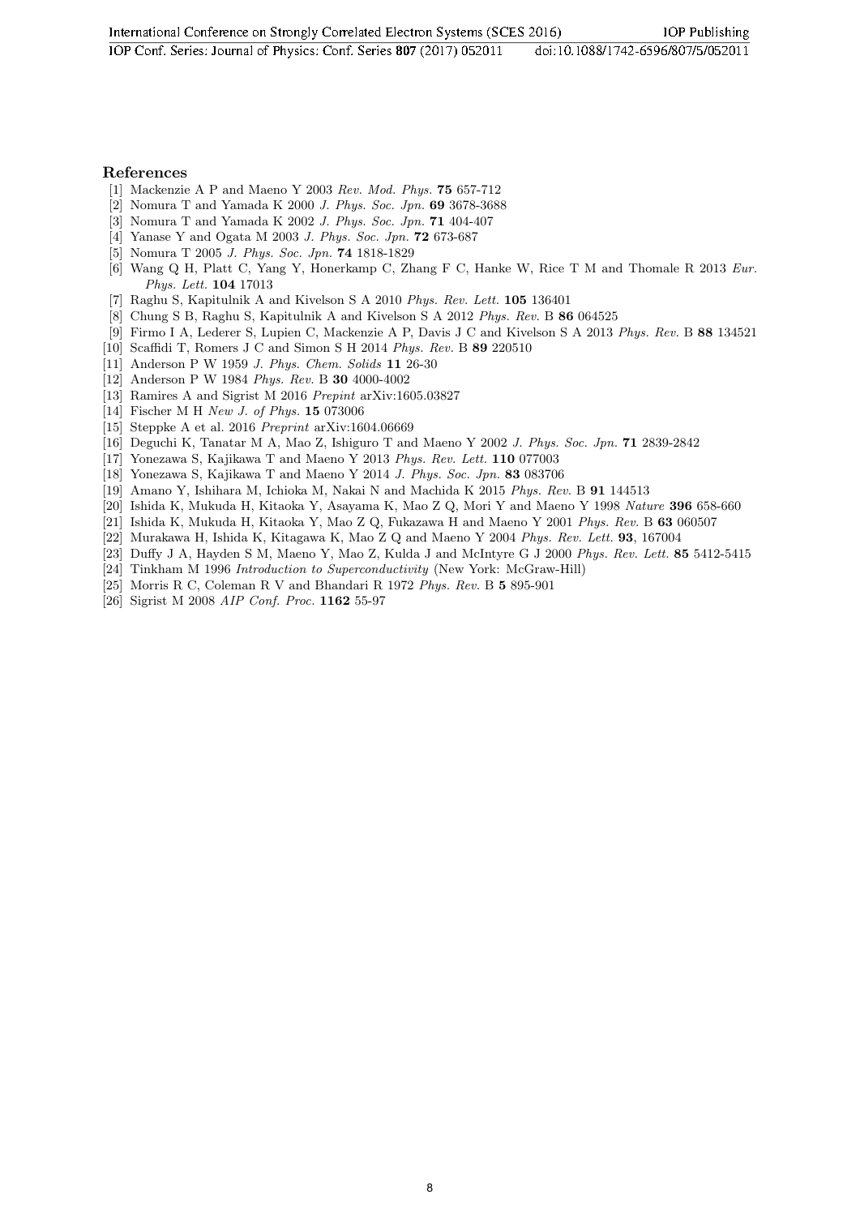## References

[1] Mackenzie A P and Maeno Y 2003 *Rev. Mod. Phys.* **75** 657-712

[2] Nomura T and Yamada K 2000 *J. Phys. Soc. Jpn.* **69** 3678-3688

[3] Nomura T and Yamada K 2002 *J. Phys. Soc. Jpn.* **71** 404-407

[4] Yanase Y and Ogata M 2003 *J. Phys. Soc. Jpn.* **72** 673-687

[5] Nomura T 2005 *J. Phys. Soc. Jpn.* **74** 1818-1829

[6] Wang Q H, Platt C, Yang Y, Honerkamp C, Zhang F C, Hanke W, Rice T M and Thomale R 2013 *Eur. Phys. Lett.* **104** 17013

[7] Raghu S, Kapitulnik A and Kivelson S A 2010 *Phys. Rev. Lett.* **105** 136401

[8] Chung S B, Raghu S, Kapitulnik A and Kivelson S A 2012 *Phys. Rev.* B **86** 064525

[9] Firmo I A, Lederer S, Lupien C, Mackenzie A P, Davis J C and Kivelson S A 2013 *Phys. Rev.* B **88** 134521

[10] Scaffidi T, Romers J C and Simon S H 2014 *Phys. Rev.* B **89** 220510

[11] Anderson P W 1959 *J. Phys. Chem. Solids* **11** 26-30

[12] Anderson P W 1984 *Phys. Rev.* B **30** 4000-4002

[13] Ramires A and Sigrist M 2016 *Prepint* arXiv:1605.03827

[14] Fischer M H *New J. of Phys.* **15** 073006

[15] Steppke A et al. 2016 *Preprint* arXiv:1604.06669

[16] Deguchi K, Tanatar M A, Mao Z, Ishiguro T and Maeno Y 2002 *J. Phys. Soc. Jpn.* **71** 2839-2842

[17] Yonezawa S, Kajikawa T and Maeno Y 2013 *Phys. Rev. Lett.* **110** 077003

[18] Yonezawa S, Kajikawa T and Maeno Y 2014 *J. Phys. Soc. Jpn.* **83** 083706

[19] Amano Y, Ishihara M, Ichioka M, Nakai N and Machida K 2015 *Phys. Rev.* B **91** 144513

[20] Ishida K, Mukuda H, Kitaoka Y, Asayama K, Mao Z Q, Mori Y and Maeno Y 1998 *Nature* **396** 658-660

[21] Ishida K, Mukuda H, Kitaoka Y, Mao Z Q, Fukazawa H and Maeno Y 2001 *Phys. Rev.* B **63** 060507

[22] Murakawa H, Ishida K, Kitagawa K, Mao Z Q and Maeno Y 2004 *Phys. Rev. Lett.* **93**, 167004

[23] Duffy J A, Hayden S M, Maeno Y, Mao Z, Kulda J and McIntyre G J 2000 *Phys. Rev. Lett.* **85** 5412-5415

[24] Tinkham M 1996 *Introduction to Superconductivity* (New York: McGraw-Hill)

[25] Morris R C, Coleman R V and Bhandari R 1972 *Phys. Rev.* B **5** 895-901

[26] Sigrist M 2008 *AIP Conf. Proc.* **1162** 55-97